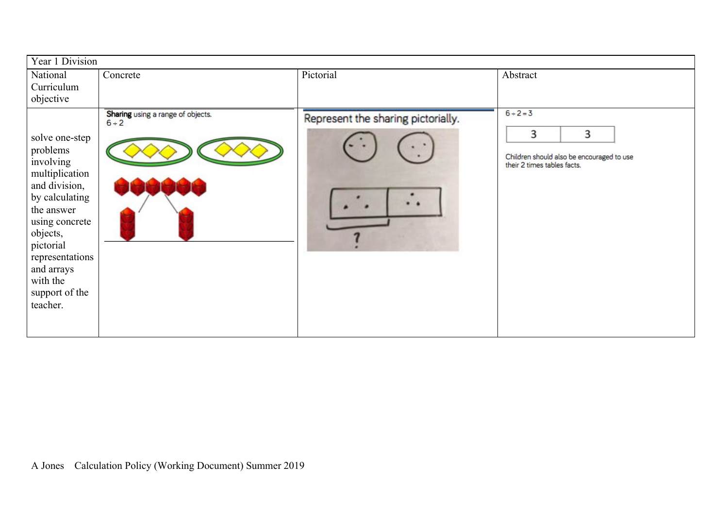| Year 1 Division | | | |
|---|---|---|---|
| National Curriculum objective | Concrete | Pictorial | Abstract |
| solve one-step problems involving multiplication and division, by calculating the answer using concrete objects, pictorial representations and arrays with the support of the teacher. | **Sharing** using a range of objects. $6 \div 2$ | Represent the sharing pictorially. | $6 \div 2 = 3$<br>3 \| 3<br>Children should also be encouraged to use their 2 times tables facts. |

A Jones Calculation Policy (Working Document) Summer 2019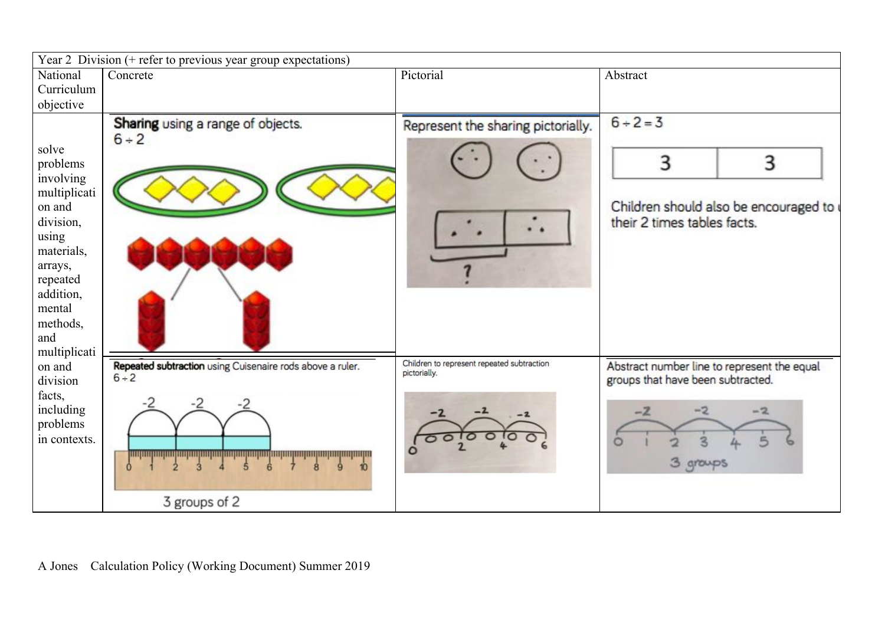| Year 2 Division (+ refer to previous year group expectations) | | | |
|---|---|---|---|
| National Curriculum objective | Concrete | Pictorial | Abstract |
| solve problems involving multiplication and division, using materials, arrays, repeated addition, mental methods, and multiplication and division facts, including problems in contexts. | **Sharing** using a range of objects. $6 \div 2$ | Represent the sharing pictorially. | $6 \div 2 = 3$ <br> 3 \| 3 <br> Children should also be encouraged to use their 2 times tables facts. |
| | **Repeated subtraction** using Cuisenaire rods above a ruler. $6 \div 2$ <br> -2 -2 -2 <br> 0 1 2 3 4 5 6 7 8 9 10 <br> 3 groups of 2 | Children to represent repeated subtraction pictorially. <br> -2 -2 -2 <br> 0 2 4 6 | Abstract number line to represent the equal groups that have been subtracted. <br> -2 -2 -2 <br> 0 1 2 3 4 5 6 <br> 3 groups |

A Jones Calculation Policy (Working Document) Summer 2019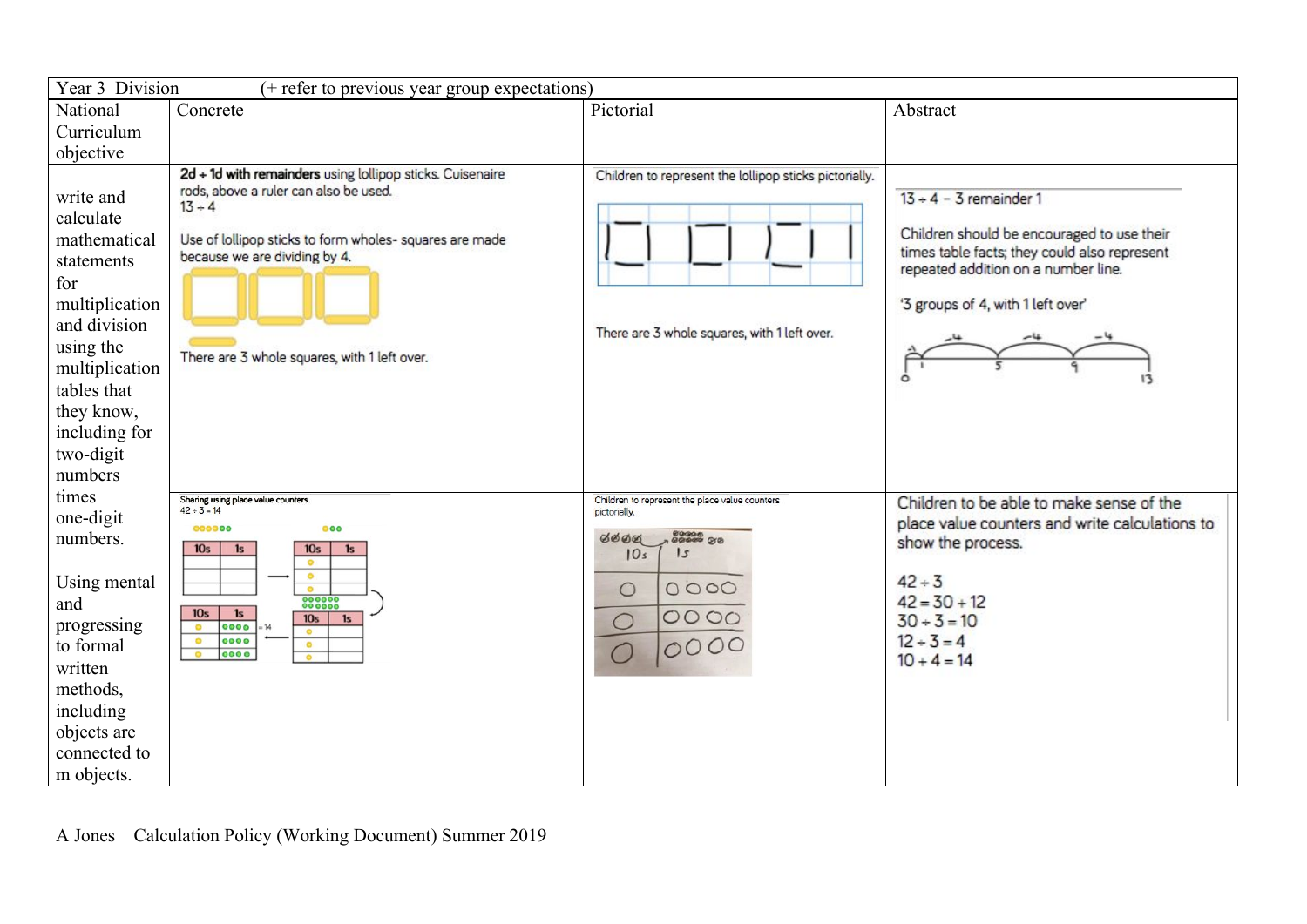| Year 3 Division (+ refer to previous year group expectations) | | | |
|---|---|---|---|
| National Curriculum objective | Concrete | Pictorial | Abstract |
| write and calculate mathematical statements for multiplication and division using the multiplication tables that they know, including for two-digit numbers times one-digit numbers.<br><br>Using mental and progressing to formal written methods, including objects are connected to m objects. | **2d ÷ 1d with remainders** using lollipop sticks. Cuisenaire rods, above a ruler can also be used.<br>$13 \div 4$<br><br>Use of lollipop sticks to form wholes- squares are made because we are dividing by 4.<br><br>There are 3 whole squares, with 1 left over. | Children to represent the lollipop sticks pictorially.<br><br>There are 3 whole squares, with 1 left over. | $13 \div 4$ – 3 remainder 1<br><br>Children should be encouraged to use their times table facts; they could also represent repeated addition on a number line.<br><br>'3 groups of 4, with 1 left over'<br><br>0, 1, 5, 9, 13 (−4, −4, −4) |
| | Sharing using place value counters.<br>$42 \div 3 = 14$<br><br>10s \| 1s | Children to represent the place value counters pictorially.<br><br>10s \| 1s | Children to be able to make sense of the place value counters and write calculations to show the process.<br><br>$42 \div 3$<br>$42 = 30 + 12$<br>$30 \div 3 = 10$<br>$12 \div 3 = 4$<br>$10 + 4 = 14$ |

A Jones Calculation Policy (Working Document) Summer 2019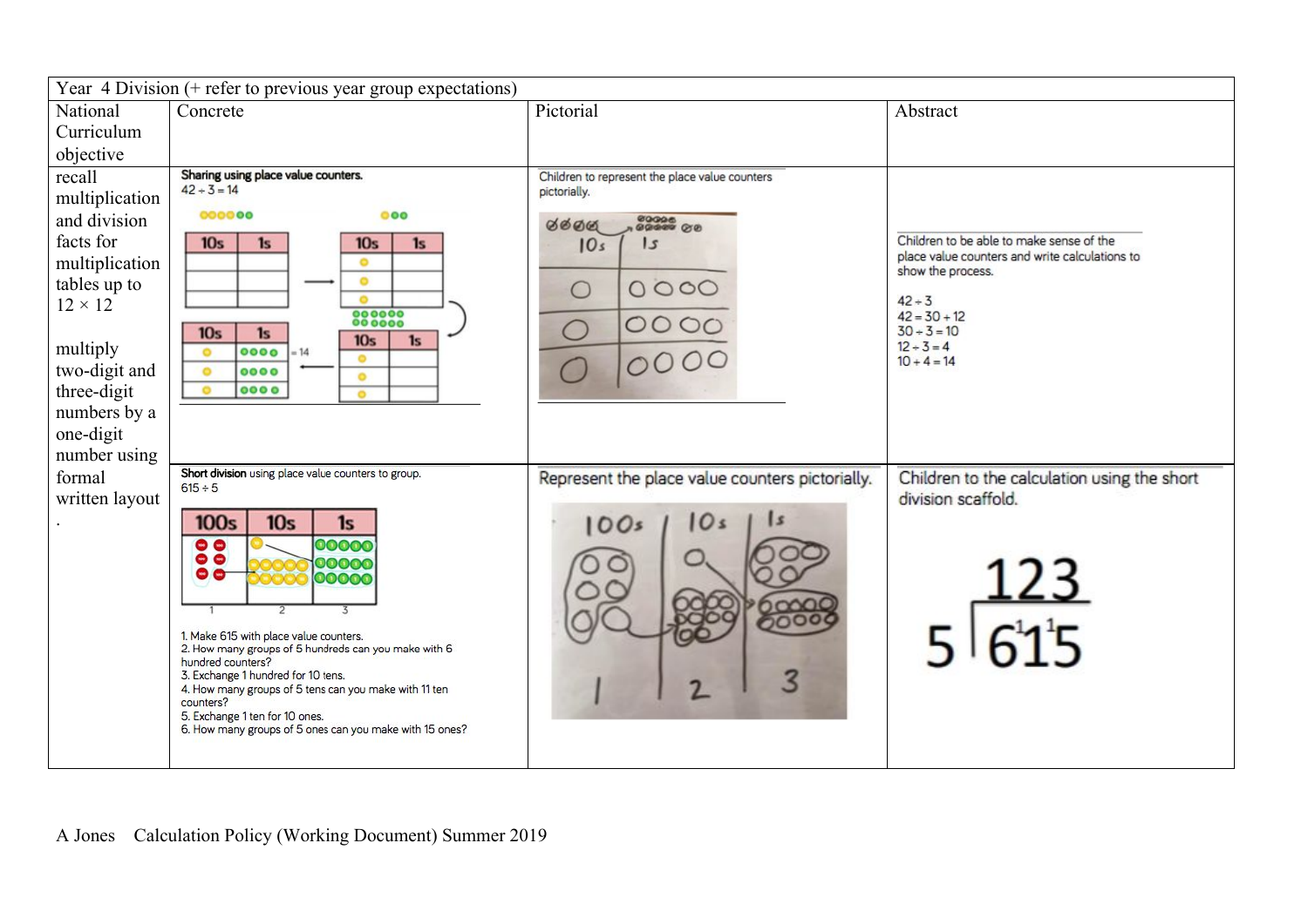| Year 4 Division (+ refer to previous year group expectations) | | | |
|---|---|---|---|
| National Curriculum objective | Concrete | Pictorial | Abstract |
| recall multiplication and division facts for multiplication tables up to 12 × 12<br><br>multiply two-digit and three-digit numbers by a one-digit number using formal written layout<br>. | **Sharing using place value counters.**<br>42 ÷ 3 = 14 | Children to represent the place value counters pictorially. | Children to be able to make sense of the place value counters and write calculations to show the process.<br><br>42 ÷ 3<br>42 = 30 + 12<br>30 ÷ 3 = 10<br>12 ÷ 3 = 4<br>10 + 4 = 14 |
| | **Short division** using place value counters to group.<br>615 ÷ 5<br><br>1. Make 615 with place value counters.<br>2. How many groups of 5 hundreds can you make with 6 hundred counters?<br>3. Exchange 1 hundred for 10 tens.<br>4. How many groups of 5 tens can you make with 11 ten counters?<br>5. Exchange 1 ten for 10 ones.<br>6. How many groups of 5 ones can you make with 15 ones? | Represent the place value counters pictorially. | Children to the calculation using the short division scaffold.<br><br>123<br>5 ⟌ 6[1]1[1]5 |

A Jones Calculation Policy (Working Document) Summer 2019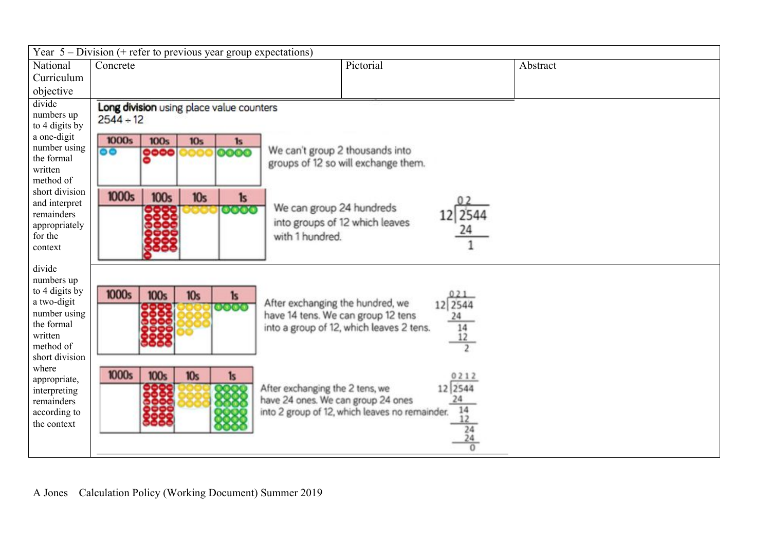| Year 5 – Division (+ refer to previous year group expectations) | | | |
|---|---|---|---|
| National Curriculum objective | Concrete | Pictorial | Abstract |
| divide numbers up to 4 digits by a one-digit number using the formal written method of short division and interpret remainders appropriately for the context | **Long division** using place value counters<br>2544 ÷ 12<br>1000s 100s 10s 1s<br>We can't group 2 thousands into groups of 12 so will exchange them.<br>1000s 100s 10s 1s<br>We can group 24 hundreds into groups of 12 which leaves with 1 hundred.<br>$12\overline{)2544}$ → 0 2; 24; 1 | | |
| divide numbers up to 4 digits by a two-digit number using the formal written method of short division where appropriate, interpreting remainders according to the context | 1000s 100s 10s 1s<br>After exchanging the hundred, we have 14 tens. We can group 12 tens into a group of 12, which leaves 2 tens.<br>$12\overline{)2544}$ → 0 2 1; 24; 14; 12; 2<br>1000s 100s 10s 1s<br>After exchanging the 2 tens, we have 24 ones. We can group 24 ones into 2 group of 12, which leaves no remainder.<br>$12\overline{)2544}$ → 0 2 1 2; 24; 14; 12; 24; 24; 0 | | |

A Jones Calculation Policy (Working Document) Summer 2019